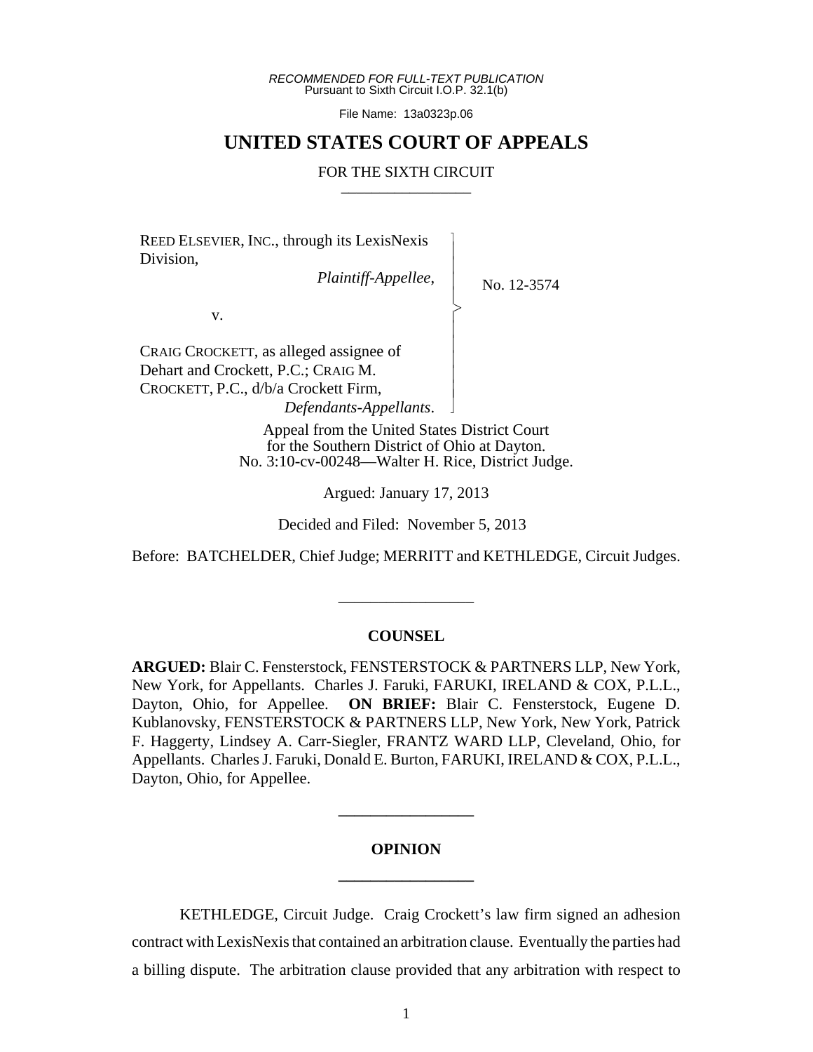*RECOMMENDED FOR FULL-TEXT PUBLICATION*
Pursuant to Sixth Circuit I.O.P. 32.1(b)

File Name: 13a0323p.06

# UNITED STATES COURT OF APPEALS

FOR THE SIXTH CIRCUIT

---

REED ELSEVIER, INC., through its LexisNexis Division,
*Plaintiff-Appellee*,

v.

CRAIG CROCKETT, as alleged assignee of Dehart and Crockett, P.C.; CRAIG M. CROCKETT, P.C., d/b/a Crockett Firm,
*Defendants-Appellants*.

No. 12-3574

Appeal from the United States District Court for the Southern District of Ohio at Dayton.
No. 3:10-cv-00248—Walter H. Rice, District Judge.

Argued: January 17, 2013

Decided and Filed: November 5, 2013

Before: BATCHELDER, Chief Judge; MERRITT and KETHLEDGE, Circuit Judges.

---

## COUNSEL

**ARGUED:** Blair C. Fensterstock, FENSTERSTOCK & PARTNERS LLP, New York, New York, for Appellants. Charles J. Faruki, FARUKI, IRELAND & COX, P.L.L., Dayton, Ohio, for Appellee. **ON BRIEF:** Blair C. Fensterstock, Eugene D. Kublanovsky, FENSTERSTOCK & PARTNERS LLP, New York, New York, Patrick F. Haggerty, Lindsey A. Carr-Siegler, FRANTZ WARD LLP, Cleveland, Ohio, for Appellants. Charles J. Faruki, Donald E. Burton, FARUKI, IRELAND & COX, P.L.L., Dayton, Ohio, for Appellee.

---

## OPINION

---

KETHLEDGE, Circuit Judge. Craig Crockett's law firm signed an adhesion contract with LexisNexis that contained an arbitration clause. Eventually the parties had a billing dispute. The arbitration clause provided that any arbitration with respect to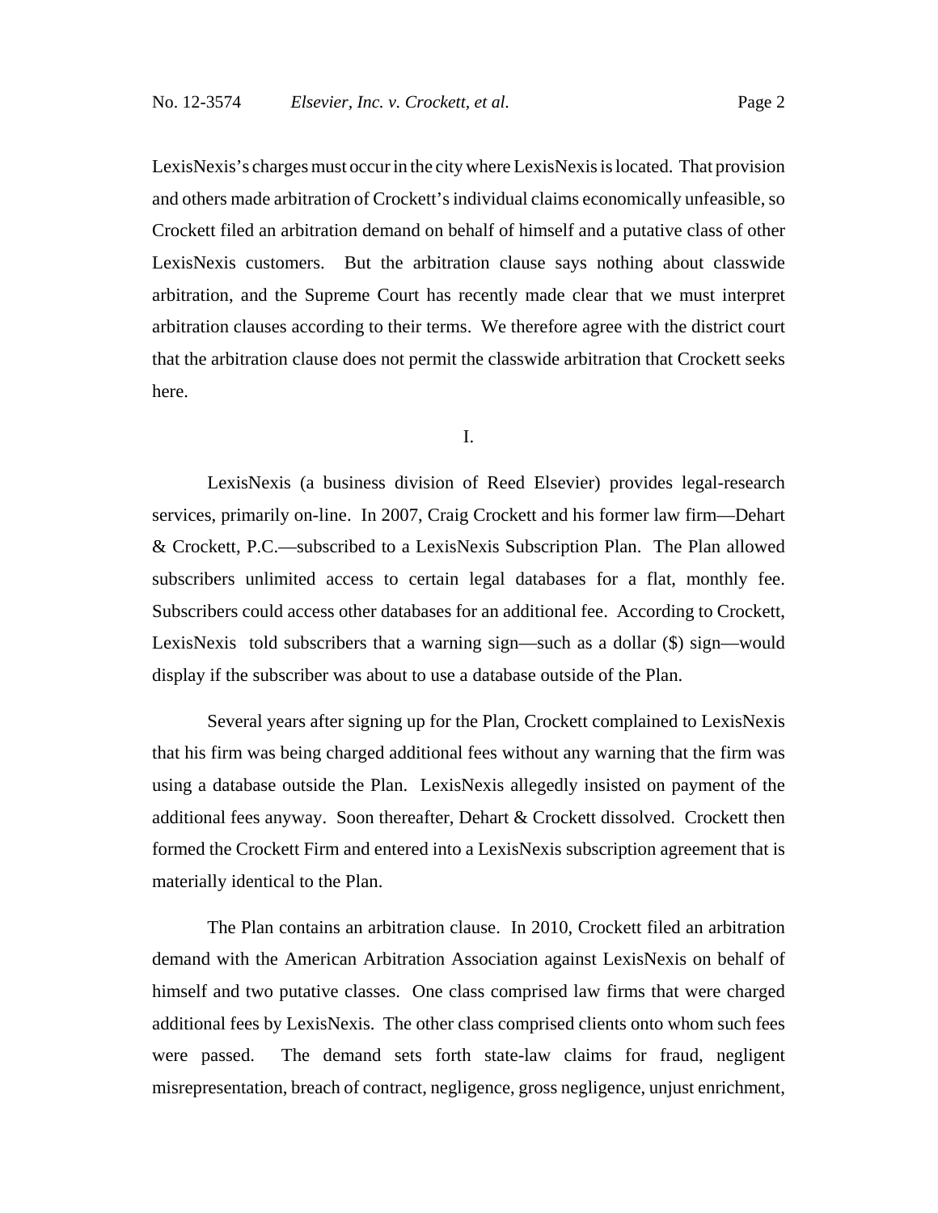LexisNexis's charges must occur in the city where LexisNexis is located. That provision and others made arbitration of Crockett's individual claims economically unfeasible, so Crockett filed an arbitration demand on behalf of himself and a putative class of other LexisNexis customers. But the arbitration clause says nothing about classwide arbitration, and the Supreme Court has recently made clear that we must interpret arbitration clauses according to their terms. We therefore agree with the district court that the arbitration clause does not permit the classwide arbitration that Crockett seeks here.

## I.

LexisNexis (a business division of Reed Elsevier) provides legal-research services, primarily on-line. In 2007, Craig Crockett and his former law firm—Dehart & Crockett, P.C.—subscribed to a LexisNexis Subscription Plan. The Plan allowed subscribers unlimited access to certain legal databases for a flat, monthly fee. Subscribers could access other databases for an additional fee. According to Crockett, LexisNexis told subscribers that a warning sign—such as a dollar ($) sign—would display if the subscriber was about to use a database outside of the Plan.

Several years after signing up for the Plan, Crockett complained to LexisNexis that his firm was being charged additional fees without any warning that the firm was using a database outside the Plan. LexisNexis allegedly insisted on payment of the additional fees anyway. Soon thereafter, Dehart & Crockett dissolved. Crockett then formed the Crockett Firm and entered into a LexisNexis subscription agreement that is materially identical to the Plan.

The Plan contains an arbitration clause. In 2010, Crockett filed an arbitration demand with the American Arbitration Association against LexisNexis on behalf of himself and two putative classes. One class comprised law firms that were charged additional fees by LexisNexis. The other class comprised clients onto whom such fees were passed. The demand sets forth state-law claims for fraud, negligent misrepresentation, breach of contract, negligence, gross negligence, unjust enrichment,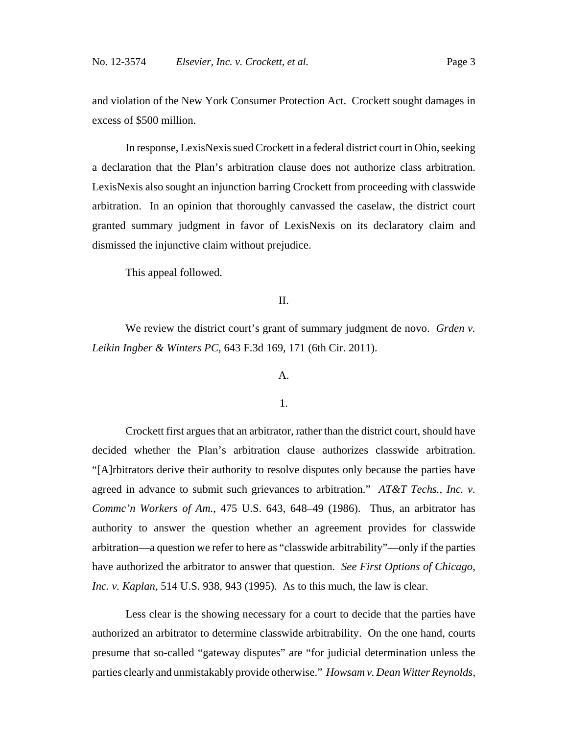and violation of the New York Consumer Protection Act. Crockett sought damages in excess of $500 million.

In response, LexisNexis sued Crockett in a federal district court in Ohio, seeking a declaration that the Plan's arbitration clause does not authorize class arbitration. LexisNexis also sought an injunction barring Crockett from proceeding with classwide arbitration. In an opinion that thoroughly canvassed the caselaw, the district court granted summary judgment in favor of LexisNexis on its declaratory claim and dismissed the injunctive claim without prejudice.

This appeal followed.

II.

We review the district court's grant of summary judgment de novo. *Grden v. Leikin Ingber & Winters PC*, 643 F.3d 169, 171 (6th Cir. 2011).

A.

1.

Crockett first argues that an arbitrator, rather than the district court, should have decided whether the Plan's arbitration clause authorizes classwide arbitration. "[A]rbitrators derive their authority to resolve disputes only because the parties have agreed in advance to submit such grievances to arbitration." *AT&T Techs., Inc. v. Commc'n Workers of Am.*, 475 U.S. 643, 648–49 (1986). Thus, an arbitrator has authority to answer the question whether an agreement provides for classwide arbitration—a question we refer to here as "classwide arbitrability"—only if the parties have authorized the arbitrator to answer that question. *See First Options of Chicago, Inc. v. Kaplan*, 514 U.S. 938, 943 (1995). As to this much, the law is clear.

Less clear is the showing necessary for a court to decide that the parties have authorized an arbitrator to determine classwide arbitrability. On the one hand, courts presume that so-called "gateway disputes" are "for judicial determination unless the parties clearly and unmistakably provide otherwise." *Howsam v. Dean Witter Reynolds,*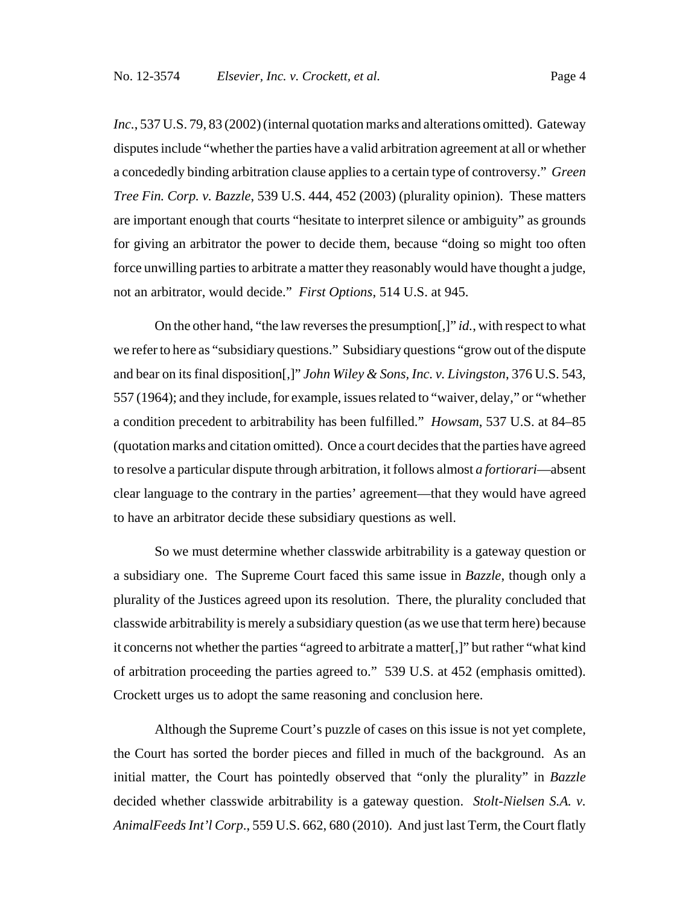*Inc.*, 537 U.S. 79, 83 (2002) (internal quotation marks and alterations omitted). Gateway disputes include "whether the parties have a valid arbitration agreement at all or whether a concededly binding arbitration clause applies to a certain type of controversy." *Green Tree Fin. Corp. v. Bazzle*, 539 U.S. 444, 452 (2003) (plurality opinion). These matters are important enough that courts "hesitate to interpret silence or ambiguity" as grounds for giving an arbitrator the power to decide them, because "doing so might too often force unwilling parties to arbitrate a matter they reasonably would have thought a judge, not an arbitrator, would decide." *First Options*, 514 U.S. at 945.

On the other hand, "the law reverses the presumption[,]" *id.*, with respect to what we refer to here as "subsidiary questions." Subsidiary questions "grow out of the dispute and bear on its final disposition[,]" *John Wiley & Sons, Inc. v. Livingston*, 376 U.S. 543, 557 (1964); and they include, for example, issues related to "waiver, delay," or "whether a condition precedent to arbitrability has been fulfilled." *Howsam*, 537 U.S. at 84–85 (quotation marks and citation omitted). Once a court decides that the parties have agreed to resolve a particular dispute through arbitration, it follows almost *a fortiorari*—absent clear language to the contrary in the parties' agreement—that they would have agreed to have an arbitrator decide these subsidiary questions as well.

So we must determine whether classwide arbitrability is a gateway question or a subsidiary one. The Supreme Court faced this same issue in *Bazzle*, though only a plurality of the Justices agreed upon its resolution. There, the plurality concluded that classwide arbitrability is merely a subsidiary question (as we use that term here) because it concerns not whether the parties "agreed to arbitrate a matter[,]" but rather "what kind of arbitration proceeding the parties agreed to." 539 U.S. at 452 (emphasis omitted). Crockett urges us to adopt the same reasoning and conclusion here.

Although the Supreme Court's puzzle of cases on this issue is not yet complete, the Court has sorted the border pieces and filled in much of the background. As an initial matter, the Court has pointedly observed that "only the plurality" in *Bazzle* decided whether classwide arbitrability is a gateway question. *Stolt-Nielsen S.A. v. AnimalFeeds Int'l Corp.*, 559 U.S. 662, 680 (2010). And just last Term, the Court flatly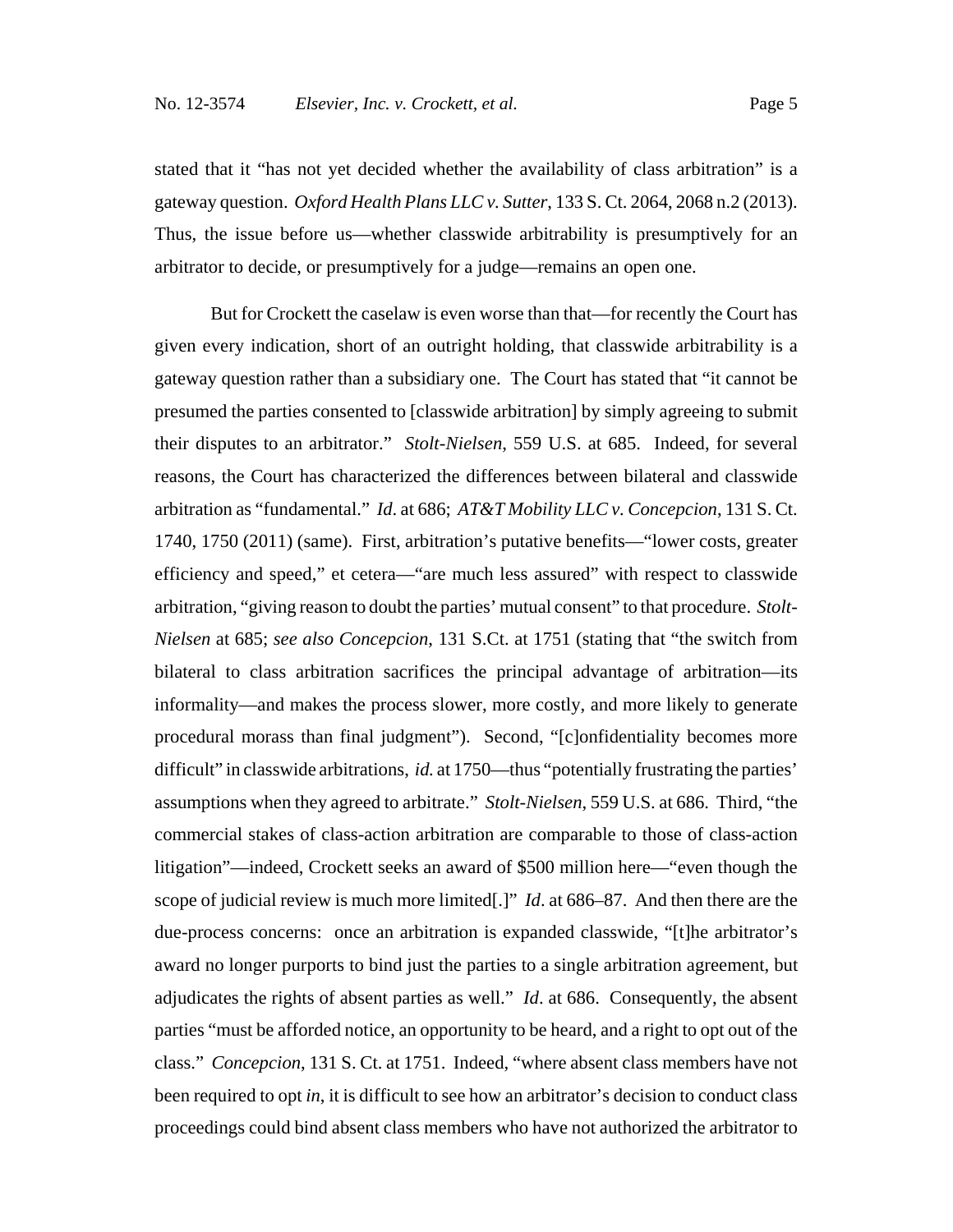stated that it "has not yet decided whether the availability of class arbitration" is a gateway question. *Oxford Health Plans LLC v. Sutter*, 133 S. Ct. 2064, 2068 n.2 (2013). Thus, the issue before us—whether classwide arbitrability is presumptively for an arbitrator to decide, or presumptively for a judge—remains an open one.

But for Crockett the caselaw is even worse than that—for recently the Court has given every indication, short of an outright holding, that classwide arbitrability is a gateway question rather than a subsidiary one. The Court has stated that "it cannot be presumed the parties consented to [classwide arbitration] by simply agreeing to submit their disputes to an arbitrator." *Stolt-Nielsen*, 559 U.S. at 685. Indeed, for several reasons, the Court has characterized the differences between bilateral and classwide arbitration as "fundamental." *Id.* at 686; *AT&T Mobility LLC v. Concepcion*, 131 S. Ct. 1740, 1750 (2011) (same). First, arbitration's putative benefits—"lower costs, greater efficiency and speed," et cetera—"are much less assured" with respect to classwide arbitration, "giving reason to doubt the parties' mutual consent" to that procedure. *Stolt-Nielsen* at 685; *see also Concepcion*, 131 S.Ct. at 1751 (stating that "the switch from bilateral to class arbitration sacrifices the principal advantage of arbitration—its informality—and makes the process slower, more costly, and more likely to generate procedural morass than final judgment"). Second, "[c]onfidentiality becomes more difficult" in classwide arbitrations, *id.* at 1750—thus "potentially frustrating the parties' assumptions when they agreed to arbitrate." *Stolt-Nielsen*, 559 U.S. at 686. Third, "the commercial stakes of class-action arbitration are comparable to those of class-action litigation"—indeed, Crockett seeks an award of $500 million here—"even though the scope of judicial review is much more limited[.]" *Id*. at 686–87. And then there are the due-process concerns: once an arbitration is expanded classwide, "[t]he arbitrator's award no longer purports to bind just the parties to a single arbitration agreement, but adjudicates the rights of absent parties as well." *Id*. at 686. Consequently, the absent parties "must be afforded notice, an opportunity to be heard, and a right to opt out of the class." *Concepcion*, 131 S. Ct. at 1751. Indeed, "where absent class members have not been required to opt *in*, it is difficult to see how an arbitrator's decision to conduct class proceedings could bind absent class members who have not authorized the arbitrator to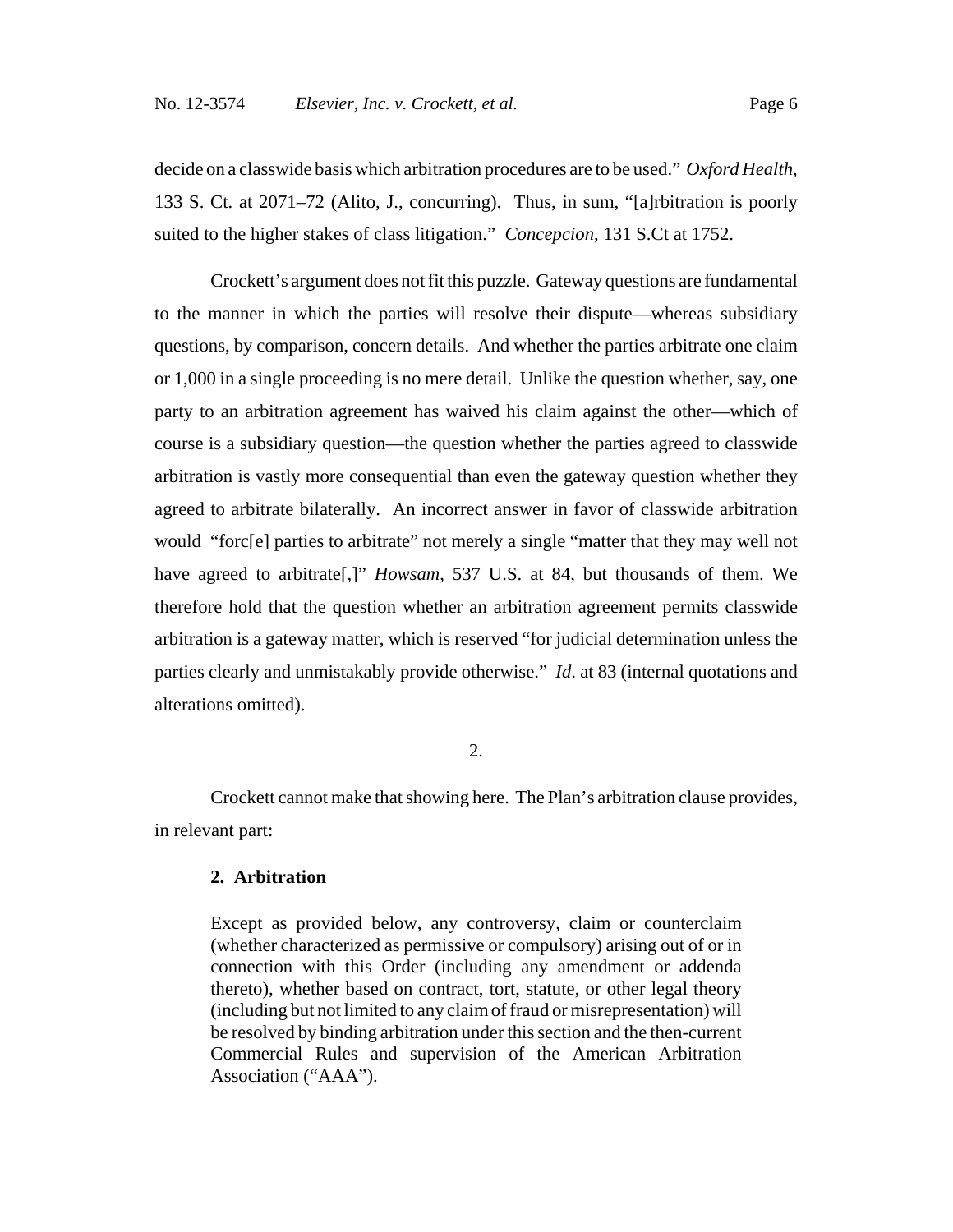decide on a classwide basis which arbitration procedures are to be used." *Oxford Health*, 133 S. Ct. at 2071–72 (Alito, J., concurring). Thus, in sum, "[a]rbitration is poorly suited to the higher stakes of class litigation." *Concepcion*, 131 S.Ct at 1752.

Crockett's argument does not fit this puzzle. Gateway questions are fundamental to the manner in which the parties will resolve their dispute—whereas subsidiary questions, by comparison, concern details. And whether the parties arbitrate one claim or 1,000 in a single proceeding is no mere detail. Unlike the question whether, say, one party to an arbitration agreement has waived his claim against the other—which of course is a subsidiary question—the question whether the parties agreed to classwide arbitration is vastly more consequential than even the gateway question whether they agreed to arbitrate bilaterally. An incorrect answer in favor of classwide arbitration would "forc[e] parties to arbitrate" not merely a single "matter that they may well not have agreed to arbitrate[,]" *Howsam*, 537 U.S. at 84, but thousands of them. We therefore hold that the question whether an arbitration agreement permits classwide arbitration is a gateway matter, which is reserved "for judicial determination unless the parties clearly and unmistakably provide otherwise." *Id*. at 83 (internal quotations and alterations omitted).

2.

Crockett cannot make that showing here. The Plan's arbitration clause provides, in relevant part:

> **2. Arbitration**
>
> Except as provided below, any controversy, claim or counterclaim (whether characterized as permissive or compulsory) arising out of or in connection with this Order (including any amendment or addenda thereto), whether based on contract, tort, statute, or other legal theory (including but not limited to any claim of fraud or misrepresentation) will be resolved by binding arbitration under this section and the then-current Commercial Rules and supervision of the American Arbitration Association ("AAA").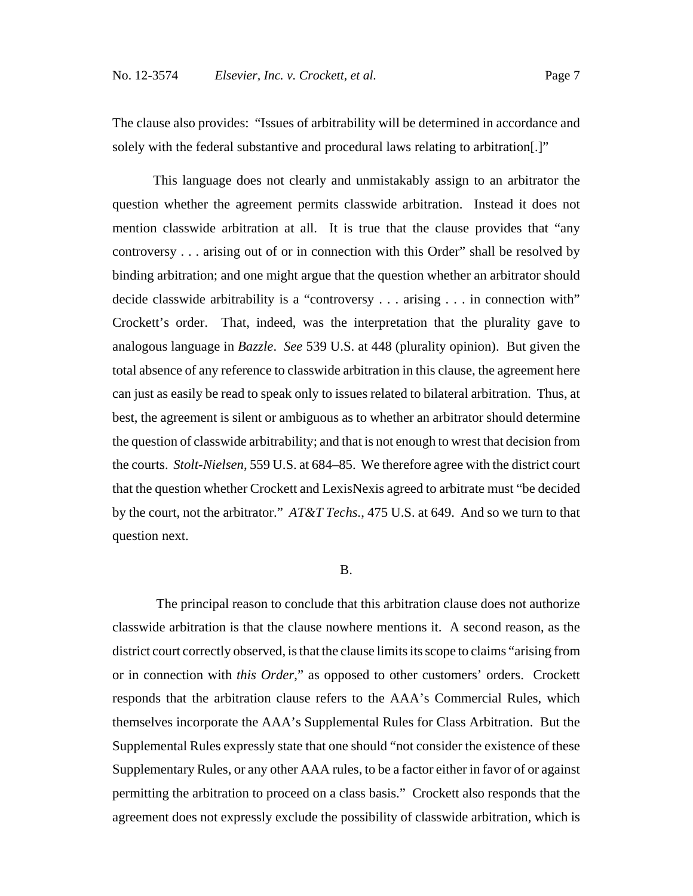The clause also provides: "Issues of arbitrability will be determined in accordance and solely with the federal substantive and procedural laws relating to arbitration[.]"

This language does not clearly and unmistakably assign to an arbitrator the question whether the agreement permits classwide arbitration. Instead it does not mention classwide arbitration at all. It is true that the clause provides that "any controversy . . . arising out of or in connection with this Order" shall be resolved by binding arbitration; and one might argue that the question whether an arbitrator should decide classwide arbitrability is a "controversy . . . arising . . . in connection with" Crockett's order. That, indeed, was the interpretation that the plurality gave to analogous language in *Bazzle*. *See* 539 U.S. at 448 (plurality opinion). But given the total absence of any reference to classwide arbitration in this clause, the agreement here can just as easily be read to speak only to issues related to bilateral arbitration. Thus, at best, the agreement is silent or ambiguous as to whether an arbitrator should determine the question of classwide arbitrability; and that is not enough to wrest that decision from the courts. *Stolt-Nielsen*, 559 U.S. at 684–85. We therefore agree with the district court that the question whether Crockett and LexisNexis agreed to arbitrate must "be decided by the court, not the arbitrator." *AT&T Techs.*, 475 U.S. at 649. And so we turn to that question next.

B.

The principal reason to conclude that this arbitration clause does not authorize classwide arbitration is that the clause nowhere mentions it. A second reason, as the district court correctly observed, is that the clause limits its scope to claims "arising from or in connection with *this Order*," as opposed to other customers' orders. Crockett responds that the arbitration clause refers to the AAA's Commercial Rules, which themselves incorporate the AAA's Supplemental Rules for Class Arbitration. But the Supplemental Rules expressly state that one should "not consider the existence of these Supplementary Rules, or any other AAA rules, to be a factor either in favor of or against permitting the arbitration to proceed on a class basis." Crockett also responds that the agreement does not expressly exclude the possibility of classwide arbitration, which is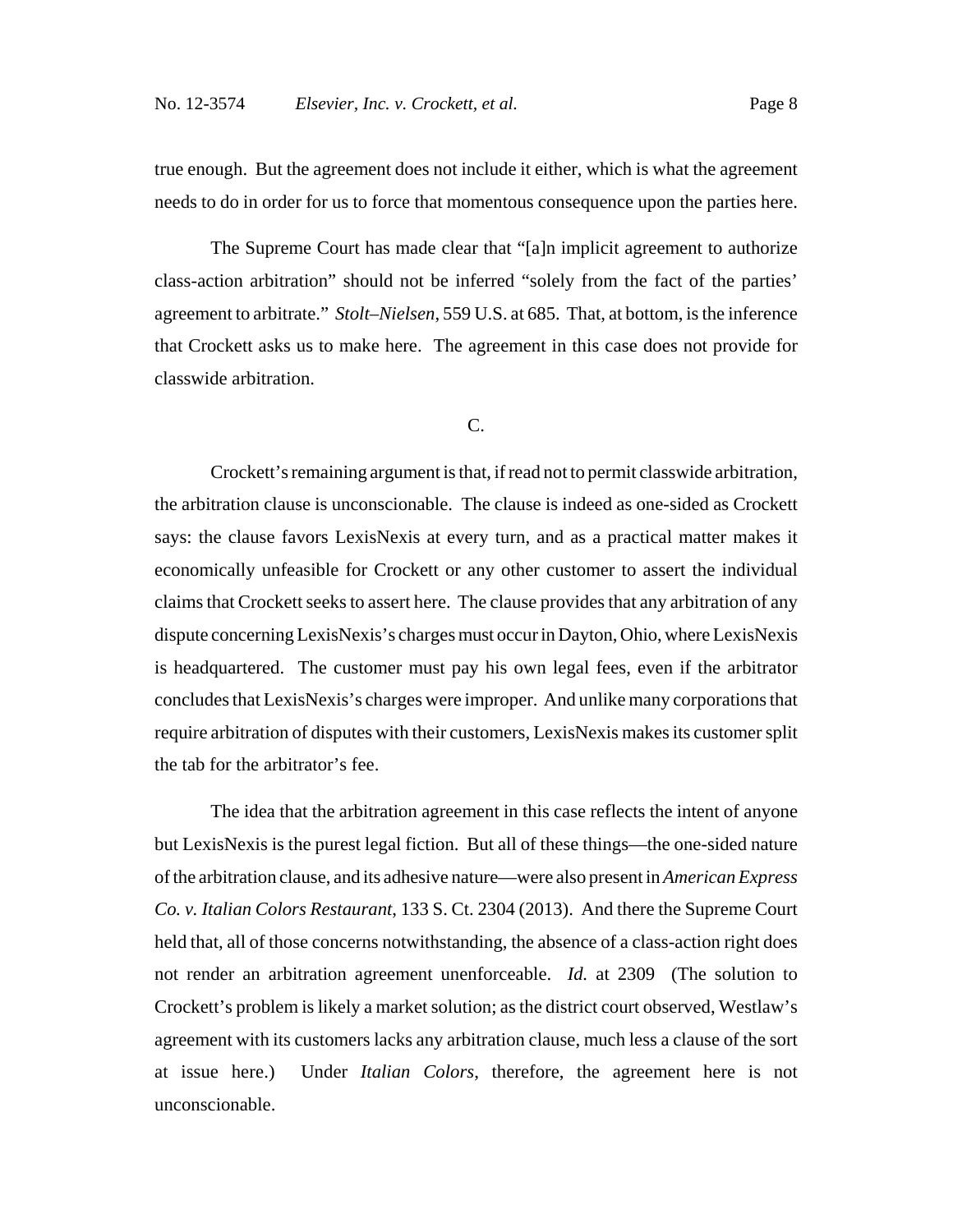true enough. But the agreement does not include it either, which is what the agreement needs to do in order for us to force that momentous consequence upon the parties here.

The Supreme Court has made clear that "[a]n implicit agreement to authorize class-action arbitration" should not be inferred "solely from the fact of the parties' agreement to arbitrate." *Stolt–Nielsen*, 559 U.S. at 685. That, at bottom, is the inference that Crockett asks us to make here. The agreement in this case does not provide for classwide arbitration.

C.

Crockett's remaining argument is that, if read not to permit classwide arbitration, the arbitration clause is unconscionable. The clause is indeed as one-sided as Crockett says: the clause favors LexisNexis at every turn, and as a practical matter makes it economically unfeasible for Crockett or any other customer to assert the individual claims that Crockett seeks to assert here. The clause provides that any arbitration of any dispute concerning LexisNexis's charges must occur in Dayton, Ohio, where LexisNexis is headquartered. The customer must pay his own legal fees, even if the arbitrator concludes that LexisNexis's charges were improper. And unlike many corporations that require arbitration of disputes with their customers, LexisNexis makes its customer split the tab for the arbitrator's fee.

The idea that the arbitration agreement in this case reflects the intent of anyone but LexisNexis is the purest legal fiction. But all of these things—the one-sided nature of the arbitration clause, and its adhesive nature—were also present in *American Express Co. v. Italian Colors Restaurant*, 133 S. Ct. 2304 (2013). And there the Supreme Court held that, all of those concerns notwithstanding, the absence of a class-action right does not render an arbitration agreement unenforceable. *Id.* at 2309 (The solution to Crockett's problem is likely a market solution; as the district court observed, Westlaw's agreement with its customers lacks any arbitration clause, much less a clause of the sort at issue here.) Under *Italian Colors*, therefore, the agreement here is not unconscionable.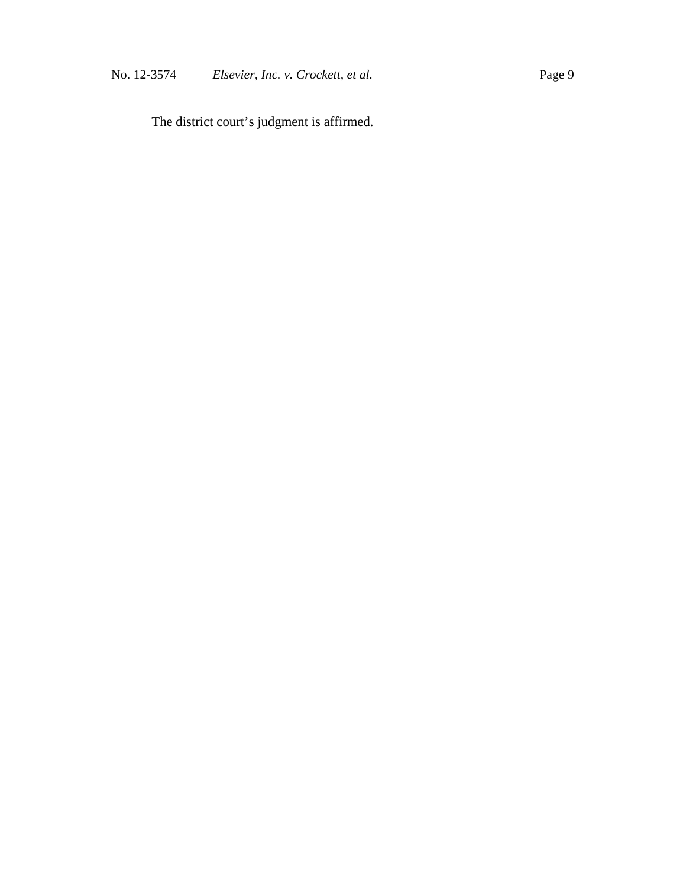The district court's judgment is affirmed.